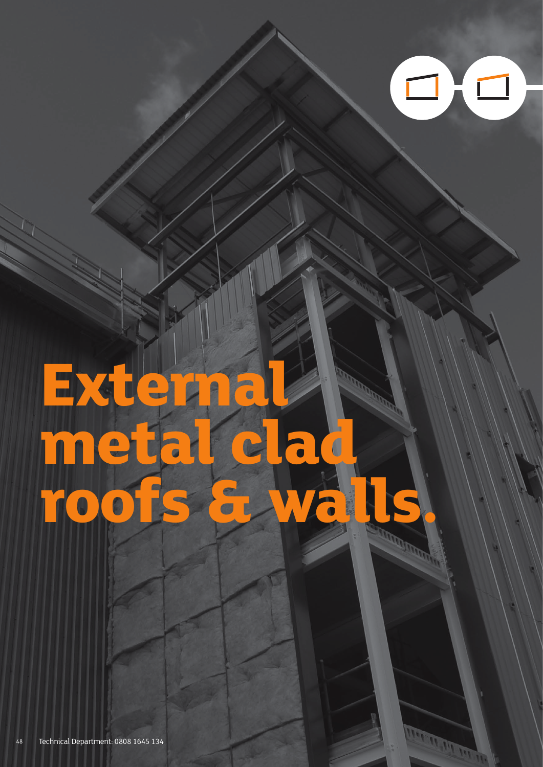# External metal clad roofs & walls.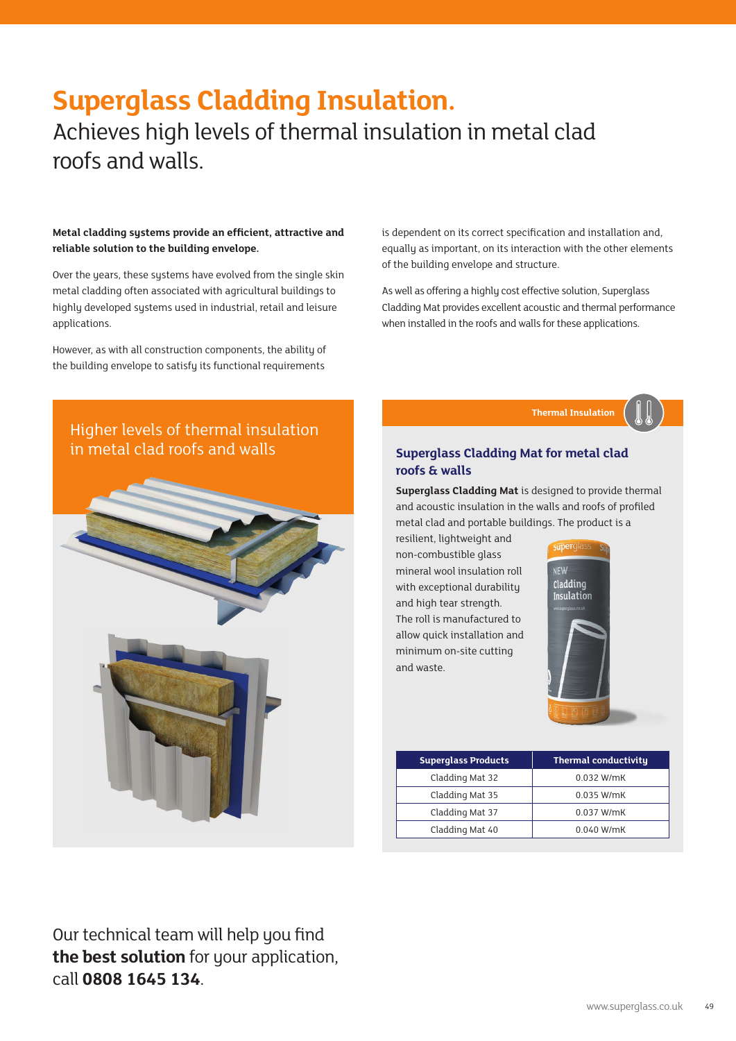# Superglass Cladding Insulation.

Achieves high levels of thermal insulation in metal clad roofs and walls.

**Metal cladding systems provide an efficient, attractive and reliable solution to the building envelope.**

Over the years, these systems have evolved from the single skin metal cladding often associated with agricultural buildings to highly developed systems used in industrial, retail and leisure applications.

However, as with all construction components, the ability of the building envelope to satisfy its functional requirements is dependent on its correct specification and installation and, equally as important, on its interaction with the other elements of the building envelope and structure.

As well as offering a highly cost effective solution, Superglass Cladding Mat provides excellent acoustic and thermal performance when installed in the roofs and walls for these applications.

Higher levels of thermal insulation in metal clad roofs and walls

Thermal Insulation

## Superglass Cladding Mat for metal clad roofs & walls

**Superglass Cladding Mat** is designed to provide thermal and acoustic insulation in the walls and roofs of profiled metal clad and portable buildings. The product is a resilient, lightweight and non-combustible glass mineral wool insulation roll with exceptional durability and high tear strength. The roll is manufactured to allow quick installation and minimum on-site cutting and waste.

| Superglass Products | Thermal conductivity |
|---|---|
| Cladding Mat 32 | 0.032 W/mK |
| Cladding Mat 35 | 0.035 W/mK |
| Cladding Mat 37 | 0.037 W/mK |
| Cladding Mat 40 | 0.040 W/mK |

Our technical team will help you find **the best solution** for your application, call **0808 1645 134**.

www.superglass.co.uk